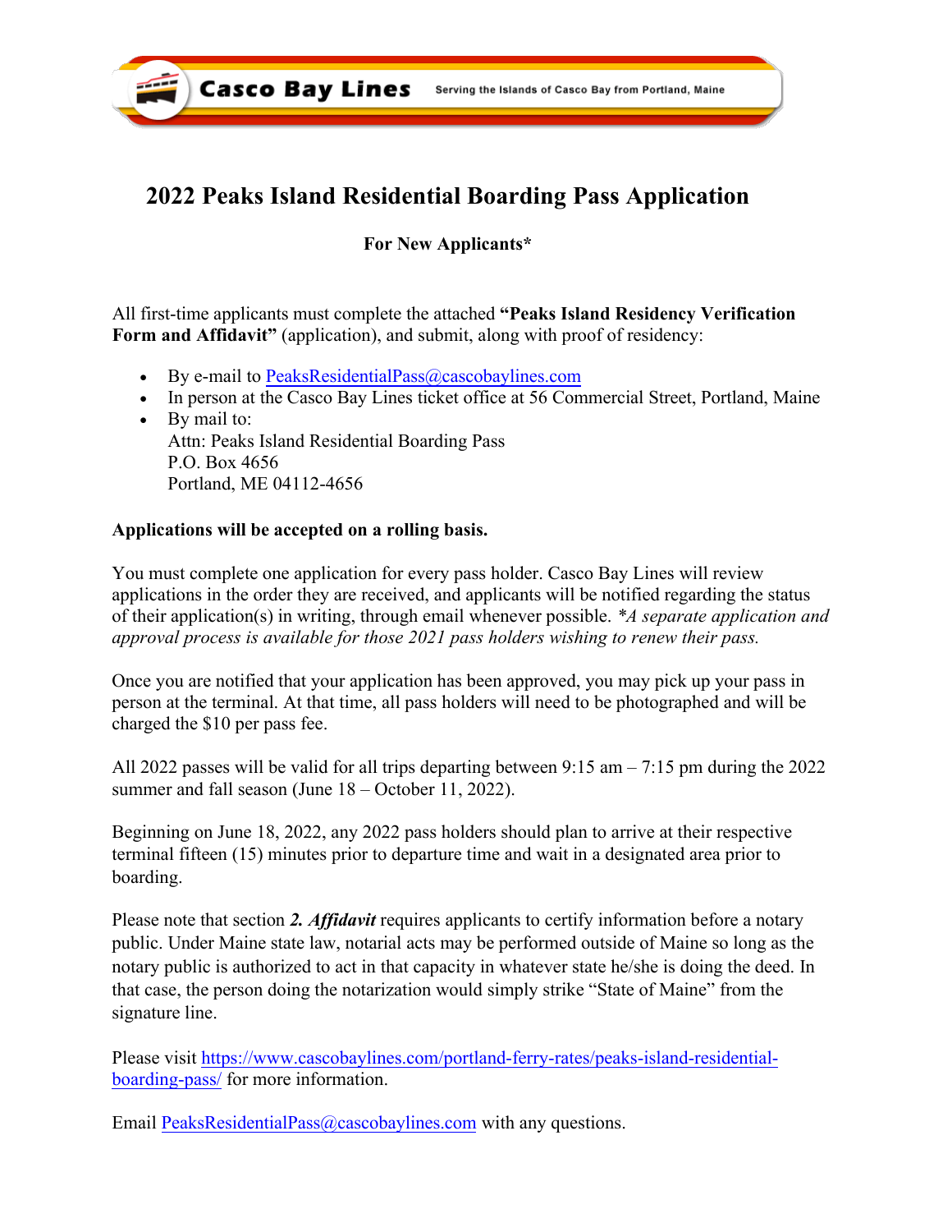Casco Bay Lines — Serving the Islands of Casco Bay from Portland, Maine

# 2022 Peaks Island Residential Boarding Pass Application

**For New Applicants***

All first-time applicants must complete the attached **"Peaks Island Residency Verification Form and Affidavit"** (application), and submit, along with proof of residency:

- By e-mail to PeaksResidentialPass@cascobaylines.com
- In person at the Casco Bay Lines ticket office at 56 Commercial Street, Portland, Maine
- By mail to:
  Attn: Peaks Island Residential Boarding Pass
  P.O. Box 4656
  Portland, ME 04112-4656

**Applications will be accepted on a rolling basis.**

You must complete one application for every pass holder. Casco Bay Lines will review applications in the order they are received, and applicants will be notified regarding the status of their application(s) in writing, through email whenever possible. **A separate application and approval process is available for those 2021 pass holders wishing to renew their pass.*

Once you are notified that your application has been approved, you may pick up your pass in person at the terminal. At that time, all pass holders will need to be photographed and will be charged the $10 per pass fee.

All 2022 passes will be valid for all trips departing between 9:15 am – 7:15 pm during the 2022 summer and fall season (June 18 – October 11, 2022).

Beginning on June 18, 2022, any 2022 pass holders should plan to arrive at their respective terminal fifteen (15) minutes prior to departure time and wait in a designated area prior to boarding.

Please note that section ***2. Affidavit*** requires applicants to certify information before a notary public. Under Maine state law, notarial acts may be performed outside of Maine so long as the notary public is authorized to act in that capacity in whatever state he/she is doing the deed. In that case, the person doing the notarization would simply strike "State of Maine" from the signature line.

Please visit https://www.cascobaylines.com/portland-ferry-rates/peaks-island-residential-boarding-pass/ for more information.

Email PeaksResidentialPass@cascobaylines.com with any questions.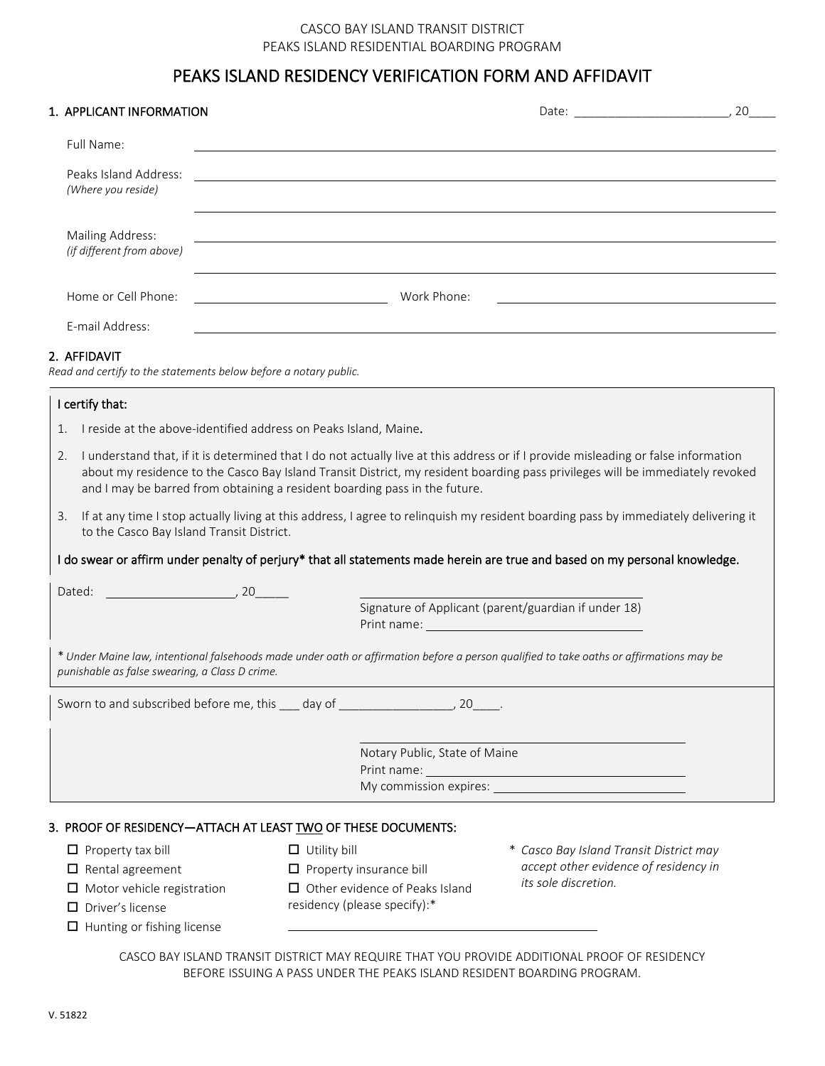CASCO BAY ISLAND TRANSIT DISTRICT
PEAKS ISLAND RESIDENTIAL BOARDING PROGRAM

# PEAKS ISLAND RESIDENCY VERIFICATION FORM AND AFFIDAVIT

## 1. APPLICANT INFORMATION

Date: _______________________, 20____

Full Name: ____________________________________________

Peaks Island Address: ____________________________________________
*(Where you reside)*
____________________________________________

Mailing Address: ____________________________________________
*(if different from above)*
____________________________________________

Home or Cell Phone: ______________________ Work Phone: ______________________

E-mail Address: ____________________________________________

## 2. AFFIDAVIT

*Read and certify to the statements below before a notary public.*

**I certify that:**

1. I reside at the above-identified address on Peaks Island, Maine.
2. I understand that, if it is determined that I do not actually live at this address or if I provide misleading or false information about my residence to the Casco Bay Island Transit District, my resident boarding pass privileges will be immediately revoked and I may be barred from obtaining a resident boarding pass in the future.
3. If at any time I stop actually living at this address, I agree to relinquish my resident boarding pass by immediately delivering it to the Casco Bay Island Transit District.

**I do swear or affirm under penalty of perjury* that all statements made herein are true and based on my personal knowledge.**

Dated: __________________, 20_____

____________________________________
Signature of Applicant (parent/guardian if under 18)
Print name: ______________________________

* *Under Maine law, intentional falsehoods made under oath or affirmation before a person qualified to take oaths or affirmations may be punishable as false swearing, a Class D crime.*

Sworn to and subscribed before me, this ___ day of ________________, 20____.

____________________________________
Notary Public, State of Maine
Print name: ______________________________
My commission expires: ______________________________

## 3. PROOF OF RESIDENCY—ATTACH AT LEAST TWO OF THESE DOCUMENTS:

- ☐ Property tax bill
- ☐ Rental agreement
- ☐ Motor vehicle registration
- ☐ Driver's license
- ☐ Hunting or fishing license
- ☐ Utility bill
- ☐ Property insurance bill
- ☐ Other evidence of Peaks Island residency (please specify):*

____________________________________

* *Casco Bay Island Transit District may accept other evidence of residency in its sole discretion.*

CASCO BAY ISLAND TRANSIT DISTRICT MAY REQUIRE THAT YOU PROVIDE ADDITIONAL PROOF OF RESIDENCY BEFORE ISSUING A PASS UNDER THE PEAKS ISLAND RESIDENT BOARDING PROGRAM.

V. 51822